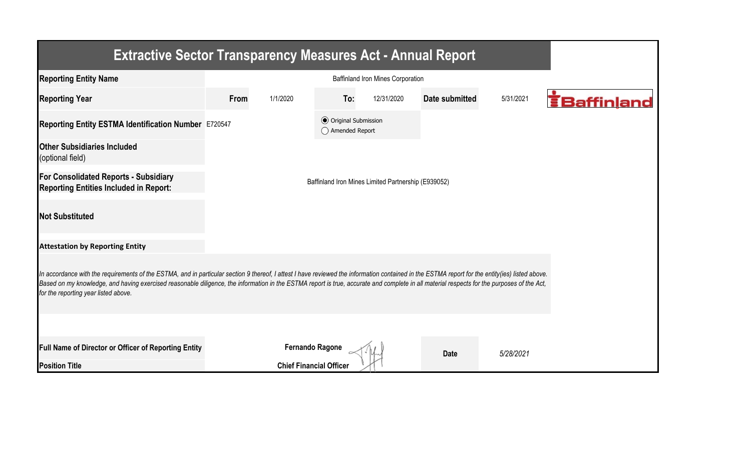# Extractive Sector Transparency Measures Act - Annual Report

| | | | | | | |
|---|---|---|---|---|---|---|
| **Reporting Entity Name** | Baffinland Iron Mines Corporation | | | | | |
| **Reporting Year** | **From** | 1/1/2020 | **To:** | 12/31/2020 | **Date submitted** | 5/31/2021 |
| **Reporting Entity ESTMA Identification Number** | E720547 | | ◉ Original Submission<br>◯ Amended Report | | | |
| **Other Subsidiaries Included** (optional field) | | | | | | |
| **For Consolidated Reports - Subsidiary Reporting Entities Included in Report:** | Baffinland Iron Mines Limited Partnership (E939052) | | | | | |
| **Not Substituted** | | | | | | |

**Attestation by Reporting Entity**

*In accordance with the requirements of the ESTMA, and in particular section 9 thereof, I attest I have reviewed the information contained in the ESTMA report for the entity(ies) listed above. Based on my knowledge, and having exercised reasonable diligence, the information in the ESTMA report is true, accurate and complete in all material respects for the purposes of the Act, for the reporting year listed above.*

| | | | |
|---|---|---|---|
| **Full Name of Director or Officer of Reporting Entity** | **Fernando Ragone** | **Date** | *5/28/2021* |
| **Position Title** | **Chief Financial Officer** | | |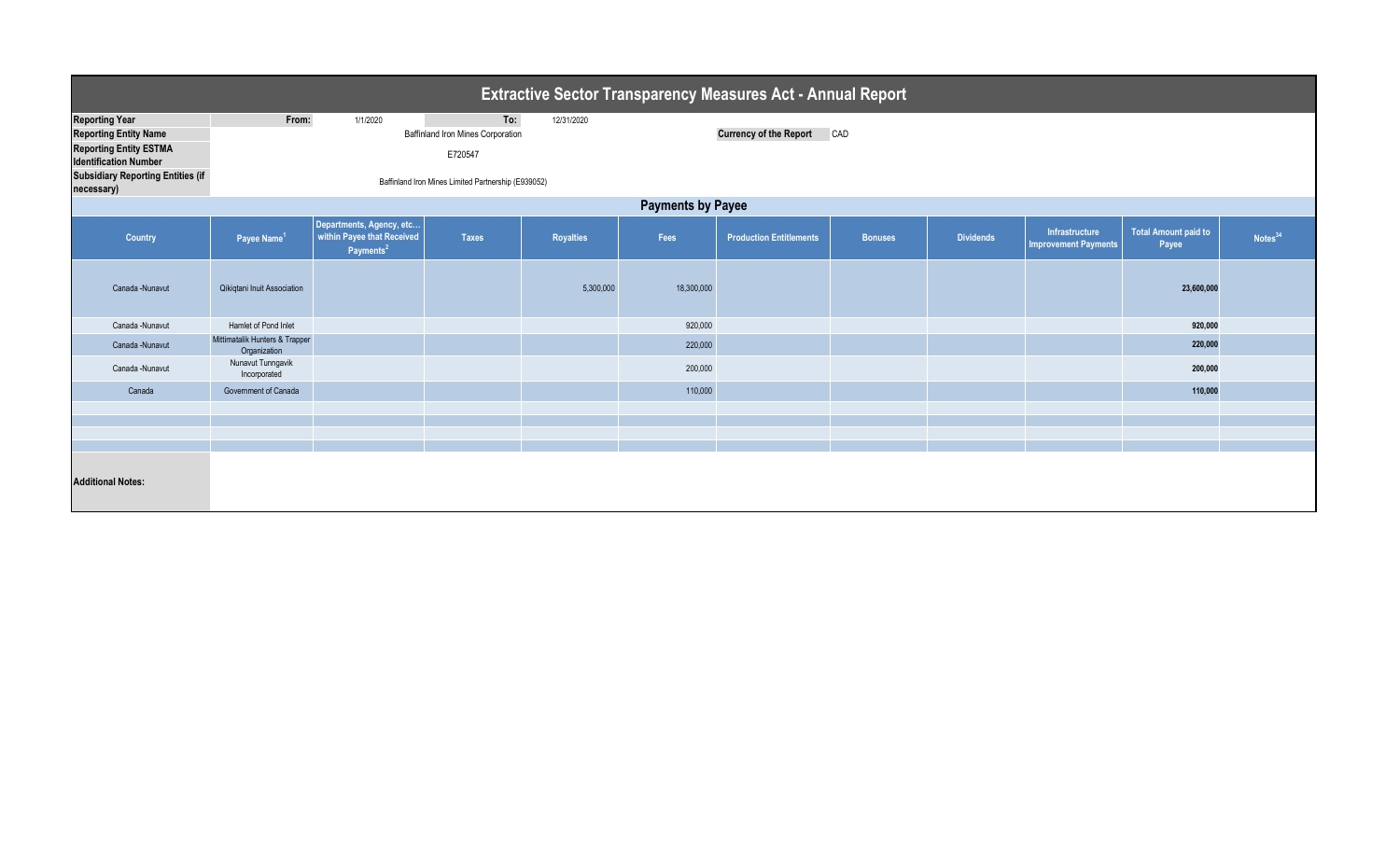# Extractive Sector Transparency Measures Act - Annual Report

| | | | | |
|---|---|---|---|---|
| **Reporting Year** | From: | 1/1/2020 | To: | 12/31/2020 |
| **Reporting Entity Name** | Baffinland Iron Mines Corporation | | **Currency of the Report** | CAD |
| **Reporting Entity ESTMA Identification Number** | E720547 | | | |
| **Subsidiary Reporting Entities (if necessary)** | Baffinland Iron Mines Limited Partnership (E939052) | | | |

## Payments by Payee

| Country | Payee Name[1] | Departments, Agency, etc… within Payee that Received Payments[2] | Taxes | Royalties | Fees | Production Entitlements | Bonuses | Dividends | Infrastructure Improvement Payments | Total Amount paid to Payee | Notes[34] |
|---|---|---|---|---|---|---|---|---|---|---|---|
| Canada -Nunavut | Qikiqtani Inuit Association | | | 5,300,000 | 18,300,000 | | | | | **23,600,000** | |
| Canada -Nunavut | Hamlet of Pond Inlet | | | | 920,000 | | | | | **920,000** | |
| Canada -Nunavut | Mittimatalik Hunters & Trapper Organization | | | | 220,000 | | | | | **220,000** | |
| Canada -Nunavut | Nunavut Tunngavik Incorporated | | | | 200,000 | | | | | **200,000** | |
| Canada | Government of Canada | | | | 110,000 | | | | | **110,000** | |

**Additional Notes:**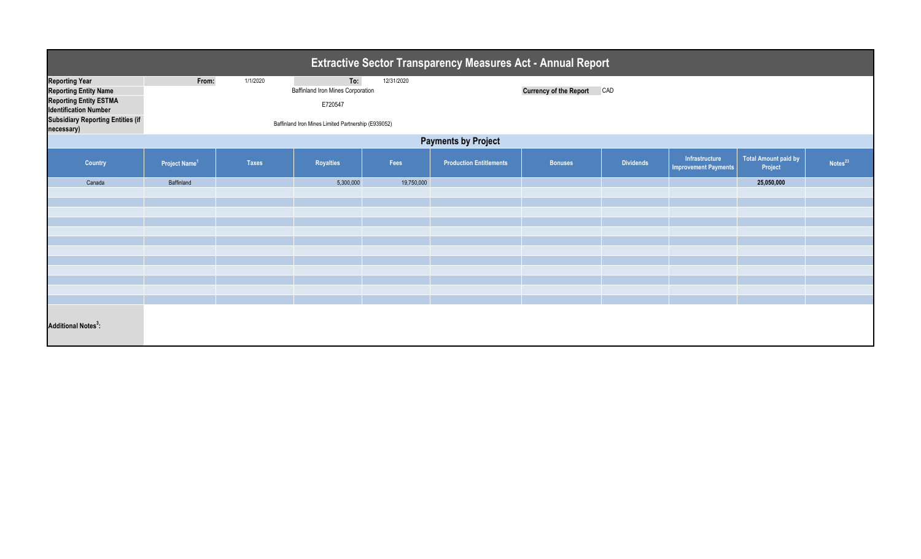# Extractive Sector Transparency Measures Act - Annual Report

| | | | |
|---|---|---|---|
| **Reporting Year** | **From:** 1/1/2020 | **To:** 12/31/2020 | |
| **Reporting Entity Name** | Baffinland Iron Mines Corporation | **Currency of the Report** | CAD |
| **Reporting Entity ESTMA Identification Number** | E720547 | | |
| **Subsidiary Reporting Entities (if necessary)** | Baffinland Iron Mines Limited Partnership (E939052) | | |

## Payments by Project

| Country | Project Name[1] | Taxes | Royalties | Fees | Production Entitlements | Bonuses | Dividends | Infrastructure Improvement Payments | Total Amount paid by Project | Notes[23] |
|---|---|---|---|---|---|---|---|---|---|---|
| Canada | Baffinland | | 5,300,000 | 19,750,000 | | | | | **25,050,000** | |

**Additional Notes[3]:**